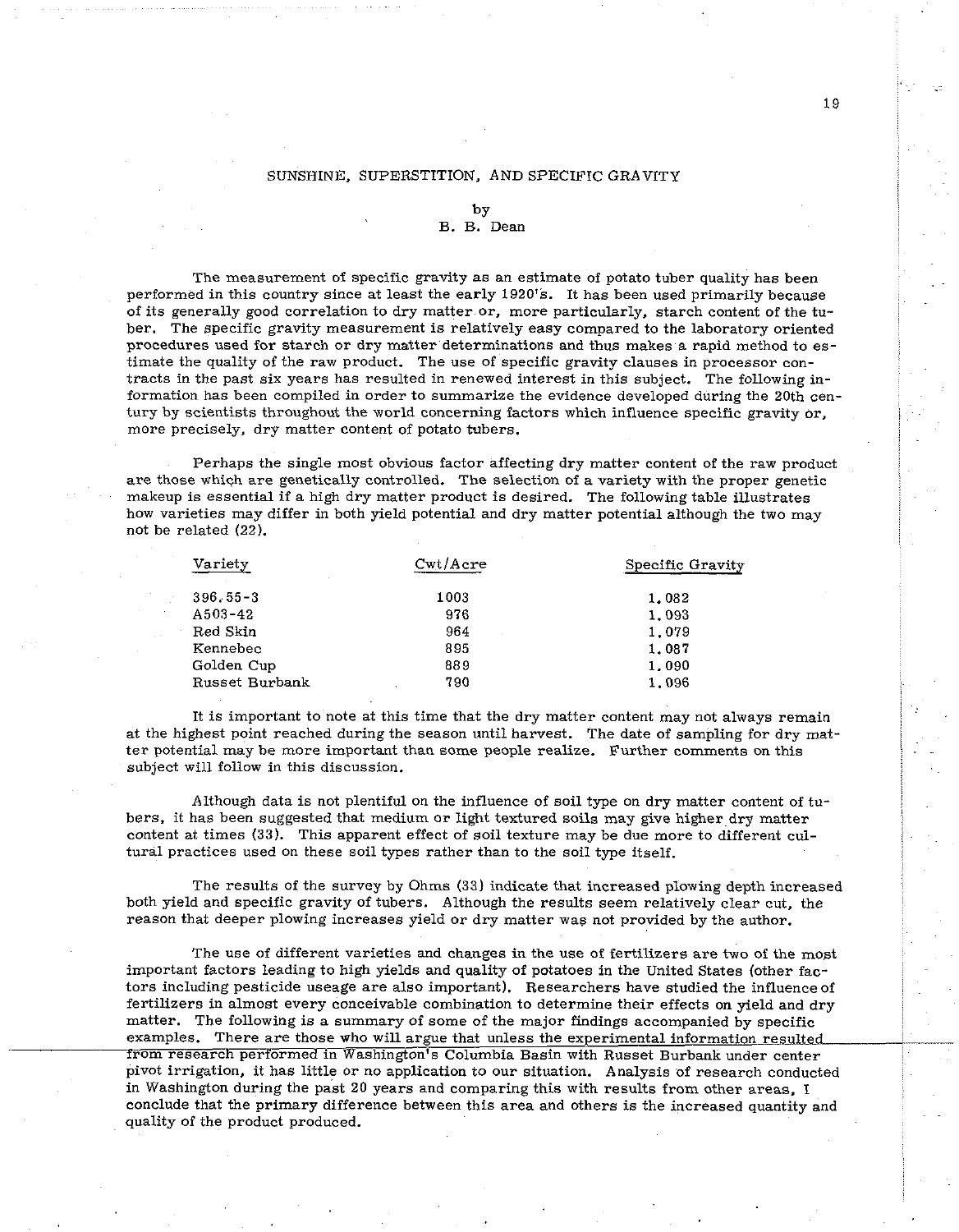# SUNSHINE, SUPERSTITION, AND SPECIFIC GRAVITY

by
B. B. Dean

The measurement of specific gravity as an estimate of potato tuber quality has been performed in this country since at least the early 1920's. It has been used primarily because of its generally good correlation to dry matter or, more particularly, starch content of the tuber. The specific gravity measurement is relatively easy compared to the laboratory oriented procedures used for starch or dry matter determinations and thus makes a rapid method to estimate the quality of the raw product. The use of specific gravity clauses in processor contracts in the past six years has resulted in renewed interest in this subject. The following information has been compiled in order to summarize the evidence developed during the 20th century by scientists throughout the world concerning factors which influence specific gravity or, more precisely, dry matter content of potato tubers.

Perhaps the single most obvious factor affecting dry matter content of the raw product are those which are genetically controlled. The selection of a variety with the proper genetic makeup is essential if a high dry matter product is desired. The following table illustrates how varieties may differ in both yield potential and dry matter potential although the two may not be related (22).

| Variety | Cwt/Acre | Specific Gravity |
|---|---|---|
| 396.55-3 | 1003 | 1.082 |
| A503-42 | 976 | 1.093 |
| Red Skin | 964 | 1.079 |
| Kennebec | 895 | 1.087 |
| Golden Cup | 889 | 1.090 |
| Russet Burbank | 790 | 1.096 |

It is important to note at this time that the dry matter content may not always remain at the highest point reached during the season until harvest. The date of sampling for dry matter potential may be more important than some people realize. Further comments on this subject will follow in this discussion.

Although data is not plentiful on the influence of soil type on dry matter content of tubers, it has been suggested that medium or light textured soils may give higher dry matter content at times (33). This apparent effect of soil texture may be due more to different cultural practices used on these soil types rather than to the soil type itself.

The results of the survey by Ohms (33) indicate that increased plowing depth increased both yield and specific gravity of tubers. Although the results seem relatively clear cut, the reason that deeper plowing increases yield or dry matter was not provided by the author.

The use of different varieties and changes in the use of fertilizers are two of the most important factors leading to high yields and quality of potatoes in the United States (other factors including pesticide useage are also important). Researchers have studied the influence of fertilizers in almost every conceivable combination to determine their effects on yield and dry matter. The following is a summary of some of the major findings accompanied by specific examples. There are those who will argue that unless the experimental information resulted from research performed in Washington's Columbia Basin with Russet Burbank under center pivot irrigation, it has little or no application to our situation. Analysis of research conducted in Washington during the past 20 years and comparing this with results from other areas, I conclude that the primary difference between this area and others is the increased quantity and quality of the product produced.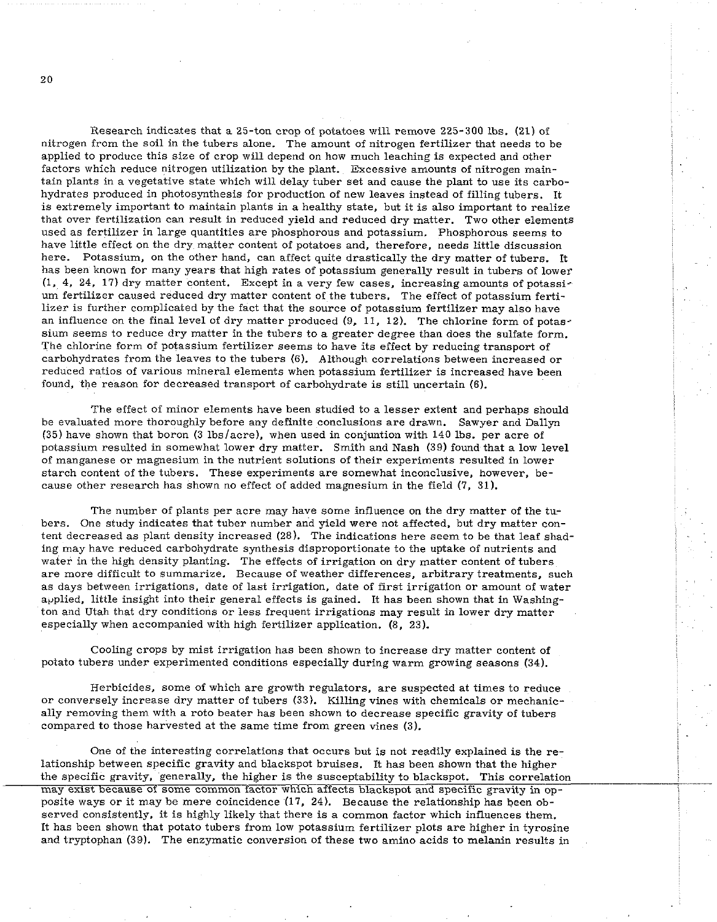Research indicates that a 25-ton crop of potatoes will remove 225-300 lbs. (21) of nitrogen from the soil in the tubers alone. The amount of nitrogen fertilizer that needs to be applied to produce this size of crop will depend on how much leaching is expected and other factors which reduce nitrogen utilization by the plant. Excessive amounts of nitrogen maintain plants in a vegetative state which will delay tuber set and cause the plant to use its carbohydrates produced in photosynthesis for production of new leaves instead of filling tubers. It is extremely important to maintain plants in a healthy state, but it is also important to realize that over fertilization can result in reduced yield and reduced dry matter. Two other elements used as fertilizer in large quantities are phosphorous and potassium. Phosphorous seems to have little effect on the dry matter content of potatoes and, therefore, needs little discussion here. Potassium, on the other hand, can affect quite drastically the dry matter of tubers. It has been known for many years that high rates of potassium generally result in tubers of lower (1, 4, 24, 17) dry matter content. Except in a very few cases, increasing amounts of potassium fertilizer caused reduced dry matter content of the tubers. The effect of potassium fertilizer is further complicated by the fact that the source of potassium fertilizer may also have an influence on the final level of dry matter produced (9, 11, 12). The chlorine form of potassium seems to reduce dry matter in the tubers to a greater degree than does the sulfate form. The chlorine form of potassium fertilizer seems to have its effect by reducing transport of carbohydrates from the leaves to the tubers (6). Although correlations between increased or reduced ratios of various mineral elements when potassium fertilizer is increased have been found, the reason for decreased transport of carbohydrate is still uncertain (6).

The effect of minor elements have been studied to a lesser extent and perhaps should be evaluated more thoroughly before any definite conclusions are drawn. Sawyer and Dallyn (35) have shown that boron (3 lbs/acre), when used in conjuntion with 140 lbs. per acre of potassium resulted in somewhat lower dry matter. Smith and Nash (39) found that a low level of manganese or magnesium in the nutrient solutions of their experiments resulted in lower starch content of the tubers. These experiments are somewhat inconclusive, however, because other research has shown no effect of added magnesium in the field (7, 31).

The number of plants per acre may have some influence on the dry matter of the tubers. One study indicates that tuber number and yield were not affected, but dry matter content decreased as plant density increased (28). The indications here seem to be that leaf shading may have reduced carbohydrate synthesis disproportionate to the uptake of nutrients and water in the high density planting. The effects of irrigation on dry matter content of tubers are more difficult to summarize. Because of weather differences, arbitrary treatments, such as days between irrigations, date of last irrigation, date of first irrigation or amount of water applied, little insight into their general effects is gained. It has been shown that in Washington and Utah that dry conditions or less frequent irrigations may result in lower dry matter especially when accompanied with high fertilizer application. (8, 23).

Cooling crops by mist irrigation has been shown to increase dry matter content of potato tubers under experimented conditions especially during warm growing seasons (34).

Herbicides, some of which are growth regulators, are suspected at times to reduce or conversely increase dry matter of tubers (33). Killing vines with chemicals or mechanically removing them with a roto beater has been shown to decrease specific gravity of tubers compared to those harvested at the same time from green vines (3).

One of the interesting correlations that occurs but is not readily explained is the relationship between specific gravity and blackspot bruises. It has been shown that the higher the specific gravity, generally, the higher is the susceptability to blackspot. This correlation may exist because of some common factor which affects blackspot and specific gravity in opposite ways or it may be mere coincidence (17, 24). Because the relationship has been observed consistently, it is highly likely that there is a common factor which influences them. It has been shown that potato tubers from low potassium fertilizer plots are higher in tyrosine and tryptophan (39). The enzymatic conversion of these two amino acids to melanin results in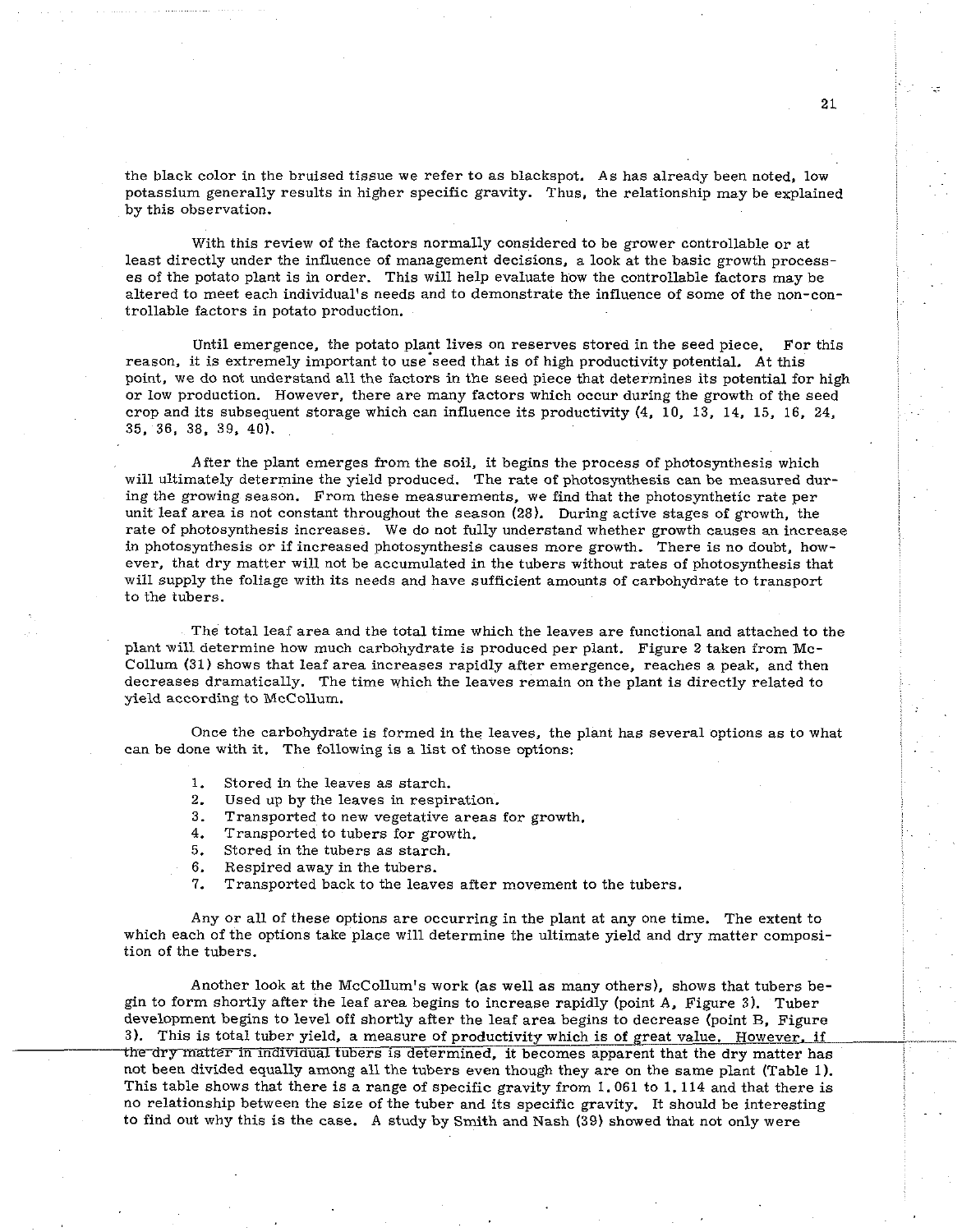the black color in the bruised tissue we refer to as blackspot. As has already been noted, low potassium generally results in higher specific gravity. Thus, the relationship may be explained by this observation.

With this review of the factors normally considered to be grower controllable or at least directly under the influence of management decisions, a look at the basic growth processes of the potato plant is in order. This will help evaluate how the controllable factors may be altered to meet each individual's needs and to demonstrate the influence of some of the non-controllable factors in potato production.

Until emergence, the potato plant lives on reserves stored in the seed piece. For this reason, it is extremely important to use seed that is of high productivity potential. At this point, we do not understand all the factors in the seed piece that determines its potential for high or low production. However, there are many factors which occur during the growth of the seed crop and its subsequent storage which can influence its productivity (4, 10, 13, 14, 15, 16, 24, 35, 36, 38, 39, 40).

After the plant emerges from the soil, it begins the process of photosynthesis which will ultimately determine the yield produced. The rate of photosynthesis can be measured during the growing season. From these measurements, we find that the photosynthetic rate per unit leaf area is not constant throughout the season (28). During active stages of growth, the rate of photosynthesis increases. We do not fully understand whether growth causes an increase in photosynthesis or if increased photosynthesis causes more growth. There is no doubt, however, that dry matter will not be accumulated in the tubers without rates of photosynthesis that will supply the foliage with its needs and have sufficient amounts of carbohydrate to transport to the tubers.

The total leaf area and the total time which the leaves are functional and attached to the plant will determine how much carbohydrate is produced per plant. Figure 2 taken from McCollum (31) shows that leaf area increases rapidly after emergence, reaches a peak, and then decreases dramatically. The time which the leaves remain on the plant is directly related to yield according to McCollum.

Once the carbohydrate is formed in the leaves, the plant has several options as to what can be done with it. The following is a list of those options:

1. Stored in the leaves as starch.
2. Used up by the leaves in respiration.
3. Transported to new vegetative areas for growth.
4. Transported to tubers for growth.
5. Stored in the tubers as starch.
6. Respired away in the tubers.
7. Transported back to the leaves after movement to the tubers.

Any or all of these options are occurring in the plant at any one time. The extent to which each of the options take place will determine the ultimate yield and dry matter composition of the tubers.

Another look at the McCollum's work (as well as many others), shows that tubers begin to form shortly after the leaf area begins to increase rapidly (point A, Figure 3). Tuber development begins to level off shortly after the leaf area begins to decrease (point B, Figure 3). This is total tuber yield, a measure of productivity which is of great value. However, if the dry matter in individual tubers is determined, it becomes apparent that the dry matter has not been divided equally among all the tubers even though they are on the same plant (Table 1). This table shows that there is a range of specific gravity from 1.061 to 1.114 and that there is no relationship between the size of the tuber and its specific gravity. It should be interesting to find out why this is the case. A study by Smith and Nash (39) showed that not only were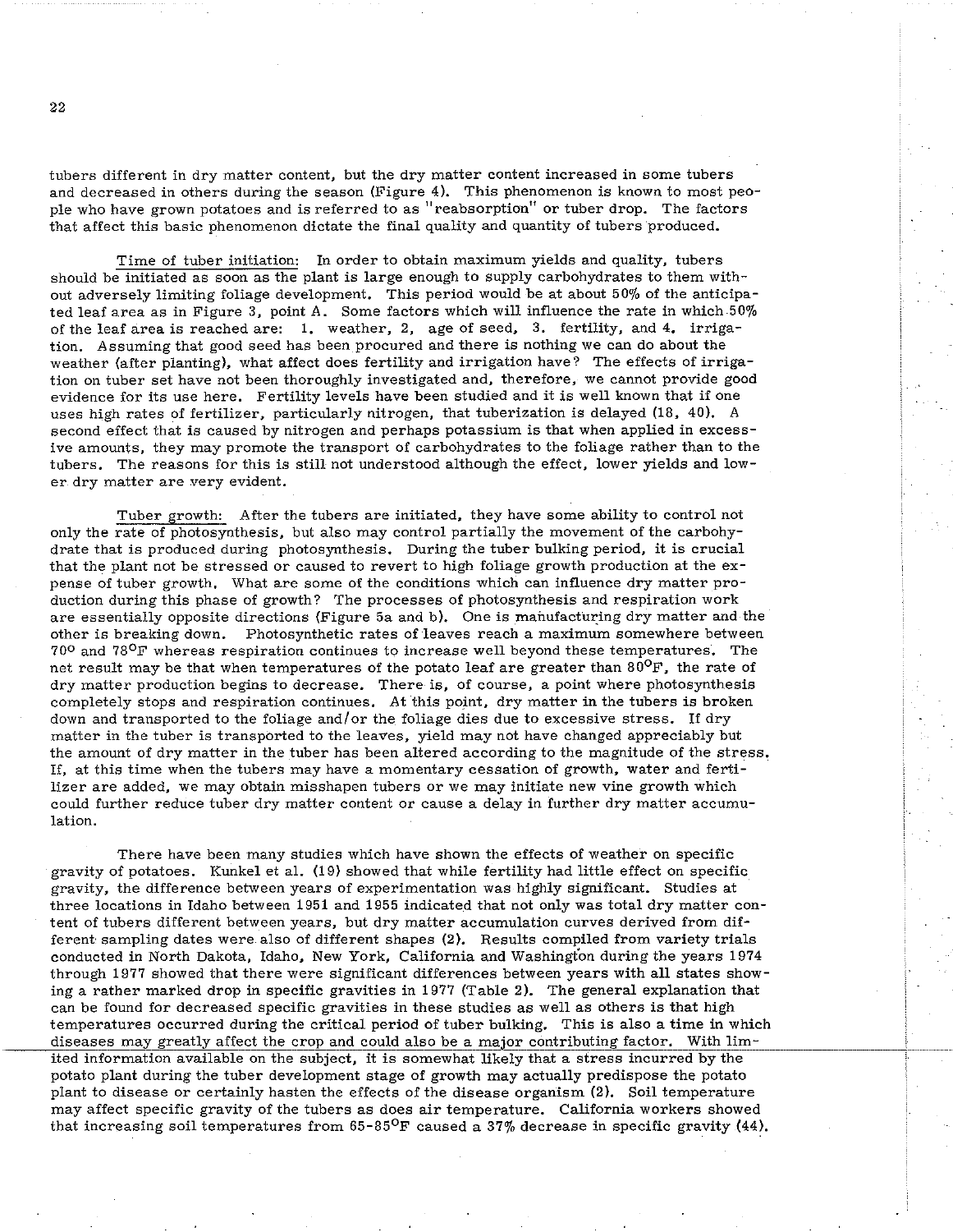tubers different in dry matter content, but the dry matter content increased in some tubers and decreased in others during the season (Figure 4). This phenomenon is known to most people who have grown potatoes and is referred to as "reabsorption" or tuber drop. The factors that affect this basic phenomenon dictate the final quality and quantity of tubers produced.

Time of tuber initiation: In order to obtain maximum yields and quality, tubers should be initiated as soon as the plant is large enough to supply carbohydrates to them without adversely limiting foliage development. This period would be at about 50% of the anticipated leaf area as in Figure 3, point A. Some factors which will influence the rate in which 50% of the leaf area is reached are: 1. weather, 2. age of seed, 3. fertility, and 4. irrigation. Assuming that good seed has been procured and there is nothing we can do about the weather (after planting), what affect does fertility and irrigation have? The effects of irrigation on tuber set have not been thoroughly investigated and, therefore, we cannot provide good evidence for its use here. Fertility levels have been studied and it is well known that if one uses high rates of fertilizer, particularly nitrogen, that tuberization is delayed (18, 40). A second effect that is caused by nitrogen and perhaps potassium is that when applied in excessive amounts, they may promote the transport of carbohydrates to the foliage rather than to the tubers. The reasons for this is still not understood although the effect, lower yields and lower dry matter are very evident.

Tuber growth: After the tubers are initiated, they have some ability to control not only the rate of photosynthesis, but also may control partially the movement of the carbohydrate that is produced during photosynthesis. During the tuber bulking period, it is crucial that the plant not be stressed or caused to revert to high foliage growth production at the expense of tuber growth. What are some of the conditions which can influence dry matter production during this phase of growth? The processes of photosynthesis and respiration work are essentially opposite directions (Figure 5a and b). One is manufacturing dry matter and the other is breaking down. Photosynthetic rates of leaves reach a maximum somewhere between 70° and 78°F whereas respiration continues to increase well beyond these temperatures. The net result may be that when temperatures of the potato leaf are greater than 80°F, the rate of dry matter production begins to decrease. There is, of course, a point where photosynthesis completely stops and respiration continues. At this point, dry matter in the tubers is broken down and transported to the foliage and/or the foliage dies due to excessive stress. If dry matter in the tuber is transported to the leaves, yield may not have changed appreciably but the amount of dry matter in the tuber has been altered according to the magnitude of the stress. If, at this time when the tubers may have a momentary cessation of growth, water and fertilizer are added, we may obtain misshapen tubers or we may initiate new vine growth which could further reduce tuber dry matter content or cause a delay in further dry matter accumulation.

There have been many studies which have shown the effects of weather on specific gravity of potatoes. Kunkel et al. (19) showed that while fertility had little effect on specific gravity, the difference between years of experimentation was highly significant. Studies at three locations in Idaho between 1951 and 1955 indicated that not only was total dry matter content of tubers different between years, but dry matter accumulation curves derived from different sampling dates were also of different shapes (2). Results compiled from variety trials conducted in North Dakota, Idaho, New York, California and Washington during the years 1974 through 1977 showed that there were significant differences between years with all states showing a rather marked drop in specific gravities in 1977 (Table 2). The general explanation that can be found for decreased specific gravities in these studies as well as others is that high temperatures occurred during the critical period of tuber bulking. This is also a time in which diseases may greatly affect the crop and could also be a major contributing factor. With limited information available on the subject, it is somewhat likely that a stress incurred by the potato plant during the tuber development stage of growth may actually predispose the potato plant to disease or certainly hasten the effects of the disease organism (2). Soil temperature may affect specific gravity of the tubers as does air temperature. California workers showed that increasing soil temperatures from 65-85°F caused a 37% decrease in specific gravity (44).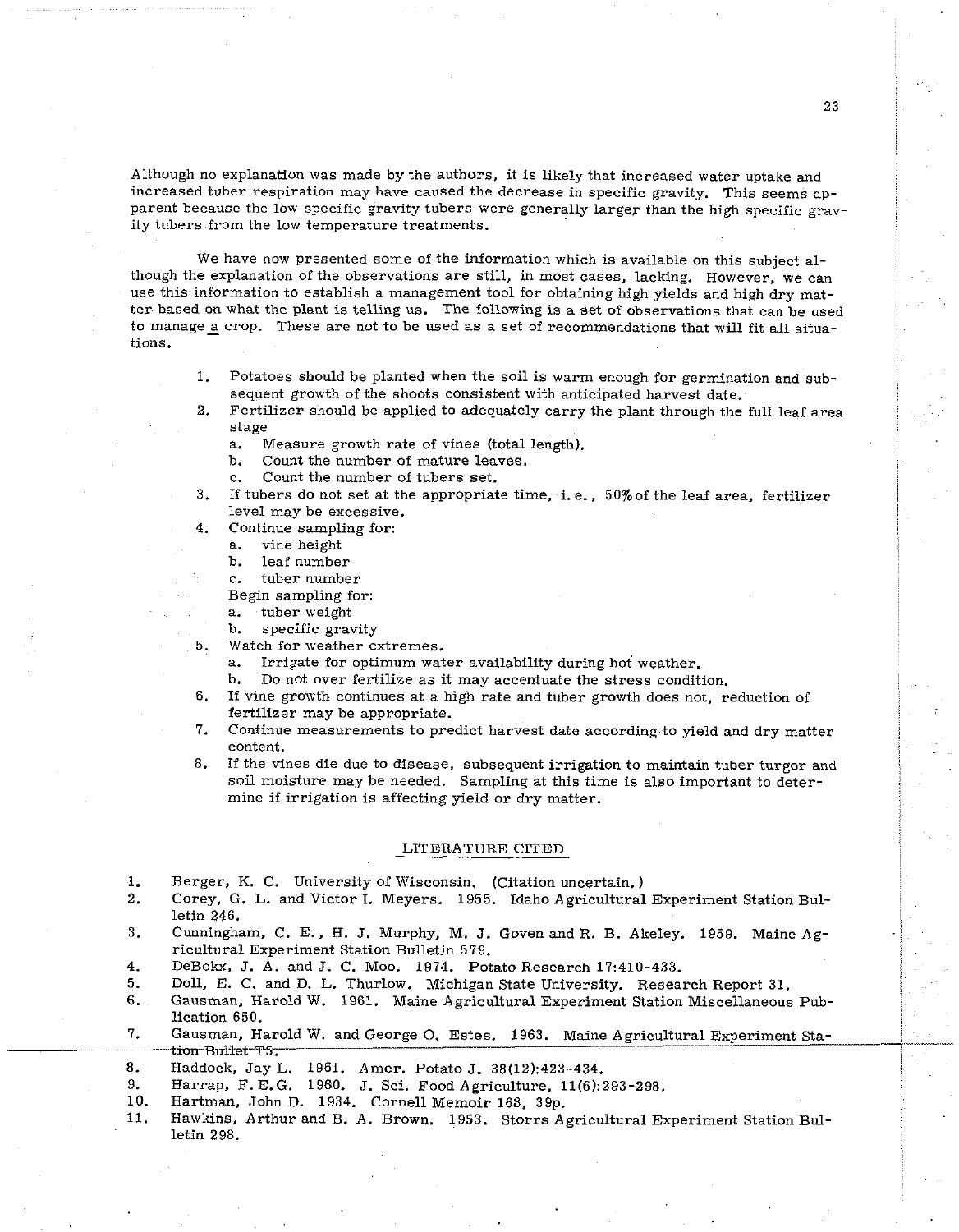Although no explanation was made by the authors, it is likely that increased water uptake and increased tuber respiration may have caused the decrease in specific gravity. This seems apparent because the low specific gravity tubers were generally larger than the high specific gravity tubers from the low temperature treatments.

We have now presented some of the information which is available on this subject although the explanation of the observations are still, in most cases, lacking. However, we can use this information to establish a management tool for obtaining high yields and high dry matter based on what the plant is telling us. The following is a set of observations that can be used to manage a crop. These are not to be used as a set of recommendations that will fit all situations.

1. Potatoes should be planted when the soil is warm enough for germination and subsequent growth of the shoots consistent with anticipated harvest date.
2. Fertilizer should be applied to adequately carry the plant through the full leaf area stage
   a. Measure growth rate of vines (total length).
   b. Count the number of mature leaves.
   c. Count the number of tubers set.
3. If tubers do not set at the appropriate time, i.e., 50% of the leaf area, fertilizer level may be excessive.
4. Continue sampling for:
   a. vine height
   b. leaf number
   c. tuber number

   Begin sampling for:
   a. tuber weight
   b. specific gravity
5. Watch for weather extremes.
   a. Irrigate for optimum water availability during hot weather.
   b. Do not over fertilize as it may accentuate the stress condition.
6. If vine growth continues at a high rate and tuber growth does not, reduction of fertilizer may be appropriate.
7. Continue measurements to predict harvest date according to yield and dry matter content.
8. If the vines die due to disease, subsequent irrigation to maintain tuber turgor and soil moisture may be needed. Sampling at this time is also important to determine if irrigation is affecting yield or dry matter.

## LITERATURE CITED

1. Berger, K. C. University of Wisconsin. (Citation uncertain.)
2. Corey, G. L. and Victor I. Meyers. 1955. Idaho Agricultural Experiment Station Bulletin 246.
3. Cunningham, C. E., H. J. Murphy, M. J. Goven and R. B. Akeley. 1959. Maine Agricultural Experiment Station Bulletin 579.
4. DeBokx, J. A. and J. C. Moo. 1974. Potato Research 17:410-433.
5. Doll, E. C. and D. L. Thurlow. Michigan State University. Research Report 31.
6. Gausman, Harold W. 1961. Maine Agricultural Experiment Station Miscellaneous Publication 650.
7. Gausman, Harold W. and George O. Estes. 1963. Maine Agricultural Experiment Station Bullet T5.
8. Haddock, Jay L. 1961. Amer. Potato J. 38(12):423-434.
9. Harrap, F. E. G. 1960. J. Sci. Food Agriculture, 11(6):293-298.
10. Hartman, John D. 1934. Cornell Memoir 168, 39p.
11. Hawkins, Arthur and B. A. Brown. 1953. Storrs Agricultural Experiment Station Bulletin 298.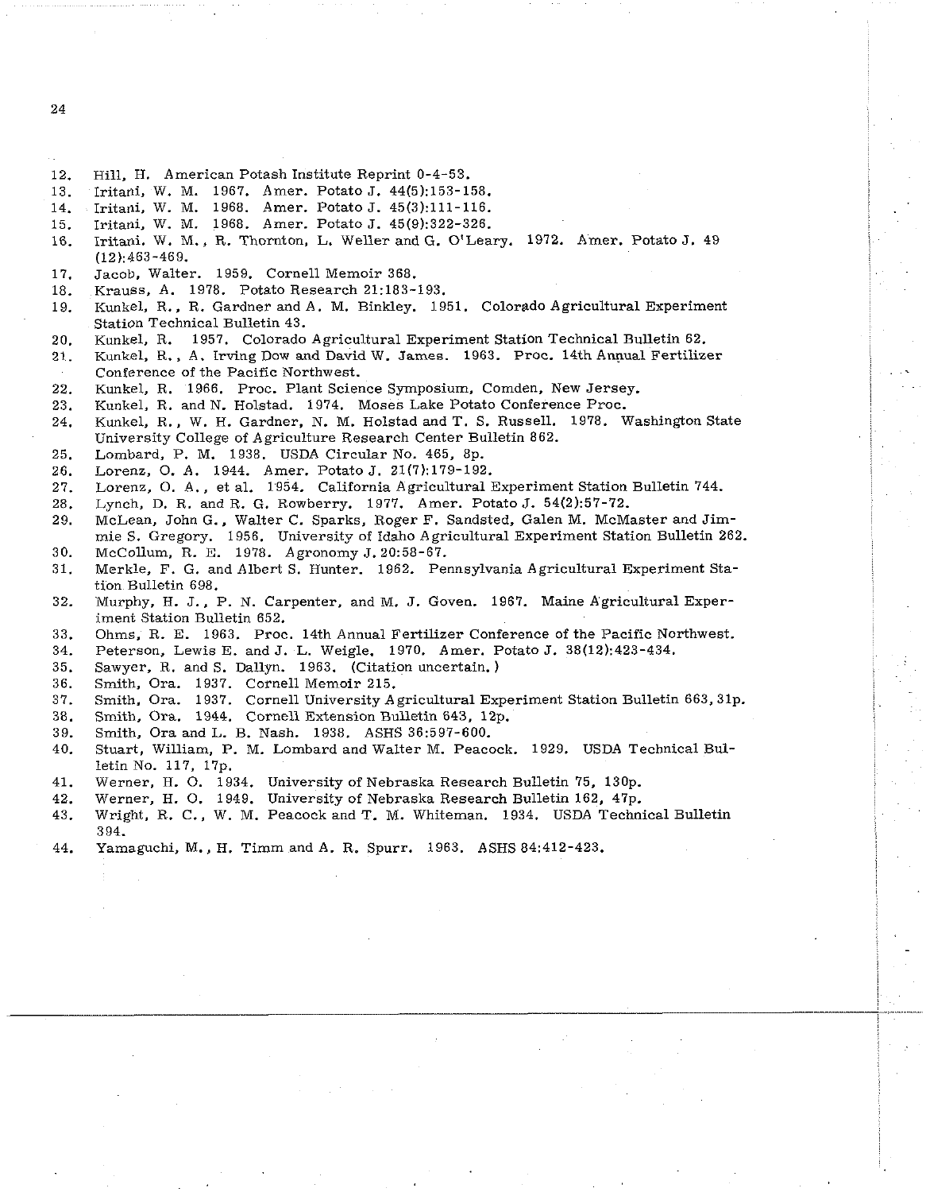12. Hill, H. American Potash Institute Reprint 0-4-53.
13. Iritani, W. M. 1967. Amer. Potato J. 44(5):153-158.
14. Iritani, W. M. 1968. Amer. Potato J. 45(3):111-116.
15. Iritani, W. M. 1968. Amer. Potato J. 45(9):322-326.
16. Iritani, W. M., R. Thornton, L. Weller and G. O'Leary. 1972. Amer. Potato J. 49 (12):463-469.
17. Jacob, Walter. 1959. Cornell Memoir 368.
18. Krauss, A. 1978. Potato Research 21:183-193.
19. Kunkel, R., R. Gardner and A. M. Binkley. 1951. Colorado Agricultural Experiment Station Technical Bulletin 43.
20. Kunkel, R. 1957. Colorado Agricultural Experiment Station Technical Bulletin 62.
21. Kunkel, R., A. Irving Dow and David W. James. 1963. Proc. 14th Annual Fertilizer Conference of the Pacific Northwest.
22. Kunkel, R. 1966. Proc. Plant Science Symposium, Comden, New Jersey.
23. Kunkel, R. and N. Holstad. 1974. Moses Lake Potato Conference Proc.
24. Kunkel, R., W. H. Gardner, N. M. Holstad and T. S. Russell. 1978. Washington State University College of Agriculture Research Center Bulletin 862.
25. Lombard, P. M. 1938. USDA Circular No. 465, 8p.
26. Lorenz, O. A. 1944. Amer. Potato J. 21(7):179-192.
27. Lorenz, O. A., et al. 1954. California Agricultural Experiment Station Bulletin 744.
28. Lynch, D. R. and R. G. Rowberry. 1977. Amer. Potato J. 54(2):57-72.
29. McLean, John G., Walter C. Sparks, Roger F. Sandsted, Galen M. McMaster and Jimmie S. Gregory. 1956. University of Idaho Agricultural Experiment Station Bulletin 262.
30. McCollum, R. E. 1978. Agronomy J. 20:58-67.
31. Merkle, F. G. and Albert S. Hunter. 1962. Pennsylvania Agricultural Experiment Station Bulletin 698.
32. Murphy, H. J., P. N. Carpenter, and M. J. Goven. 1967. Maine Agricultural Experiment Station Bulletin 652.
33. Ohms, R. E. 1963. Proc. 14th Annual Fertilizer Conference of the Pacific Northwest.
34. Peterson, Lewis E. and J. L. Weigle. 1970. Amer. Potato J. 38(12):423-434.
35. Sawyer, R. and S. Dallyn. 1963. (Citation uncertain.)
36. Smith, Ora. 1937. Cornell Memoir 215.
37. Smith, Ora. 1937. Cornell University Agricultural Experiment Station Bulletin 663, 31p.
38. Smith, Ora. 1944. Cornell Extension Bulletin 643, 12p.
39. Smith, Ora and L. B. Nash. 1938. ASHS 36:597-600.
40. Stuart, William, P. M. Lombard and Walter M. Peacock. 1929. USDA Technical Bulletin No. 117, 17p.
41. Werner, H. O. 1934. University of Nebraska Research Bulletin 75, 130p.
42. Werner, H. O. 1949. University of Nebraska Research Bulletin 162, 47p.
43. Wright, R. C., W. M. Peacock and T. M. Whiteman. 1934. USDA Technical Bulletin 394.
44. Yamaguchi, M., H. Timm and A. R. Spurr. 1963. ASHS 84:412-423.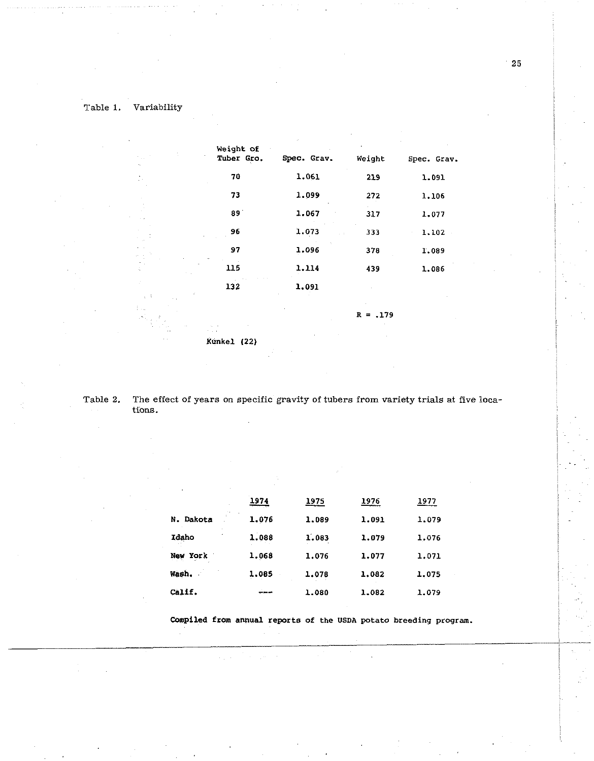Table 1. Variability

| Weight of Tuber Gro. | Spec. Grav. | Weight | Spec. Grav. |
|---|---|---|---|
| 70 | 1.061 | 219 | 1.091 |
| 73 | 1.099 | 272 | 1.106 |
| 89 | 1.067 | 317 | 1.077 |
| 96 | 1.073 | 333 | 1.102 |
| 97 | 1.096 | 378 | 1.089 |
| 115 | 1.114 | 439 | 1.086 |
| 132 | 1.091 | | |

R = .179

Kunkel (22)

Table 2. The effect of years on specific gravity of tubers from variety trials at five locations.

| | 1974 | 1975 | 1976 | 1977 |
|---|---|---|---|---|
| N. Dakota | 1.076 | 1.089 | 1.091 | 1.079 |
| Idaho | 1.088 | 1.083 | 1.079 | 1.076 |
| New York | 1.068 | 1.076 | 1.077 | 1.071 |
| Wash. | 1.085 | 1.078 | 1.082 | 1.075 |
| Calif. | --- | 1.080 | 1.082 | 1.079 |

Compiled from annual reports of the USDA potato breeding program.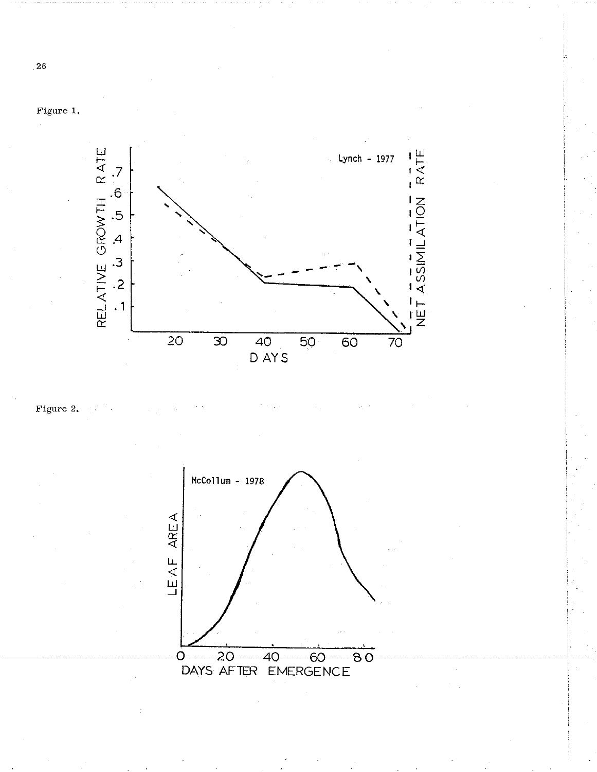Figure 1.

Figure 2.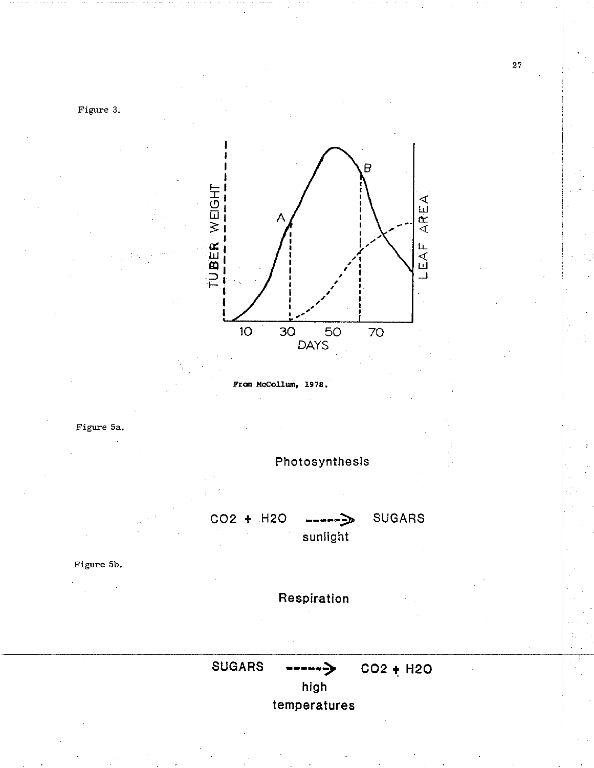Figure 3.

TUBER WEIGHT

LEAF AREA

A

B

10 30 50 70

DAYS

**From McCollum, 1978.**

Figure 5a.

Photosynthesis

$CO_2$ + $H_2O$ -----> SUGARS
sunlight

Figure 5b.

Respiration

SUGARS -----> $CO_2$ + $H_2O$
high
temperatures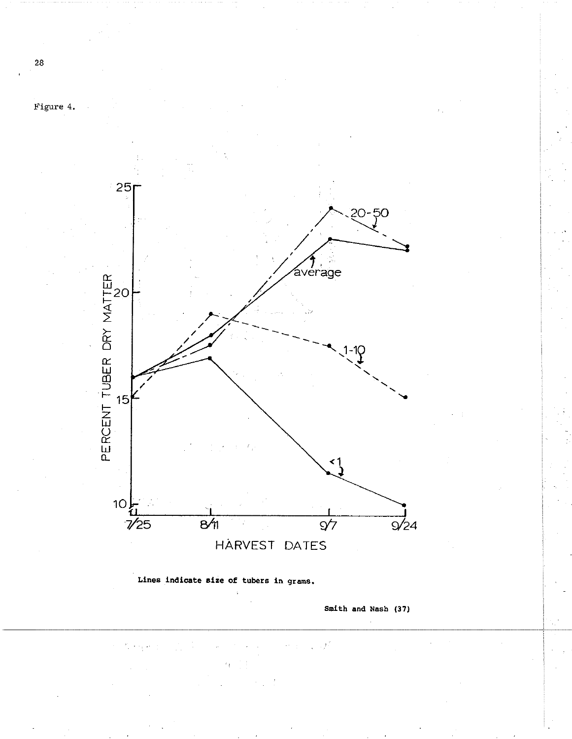Figure 4.

25

20

15

10

PERCENT TUBER DRY MATTER

7/25

8/11

9/7

9/24

HARVEST DATES

20-50

average

1-10

<1

**Lines indicate size of tubers in grams.**

**Smith and Nash (37)**